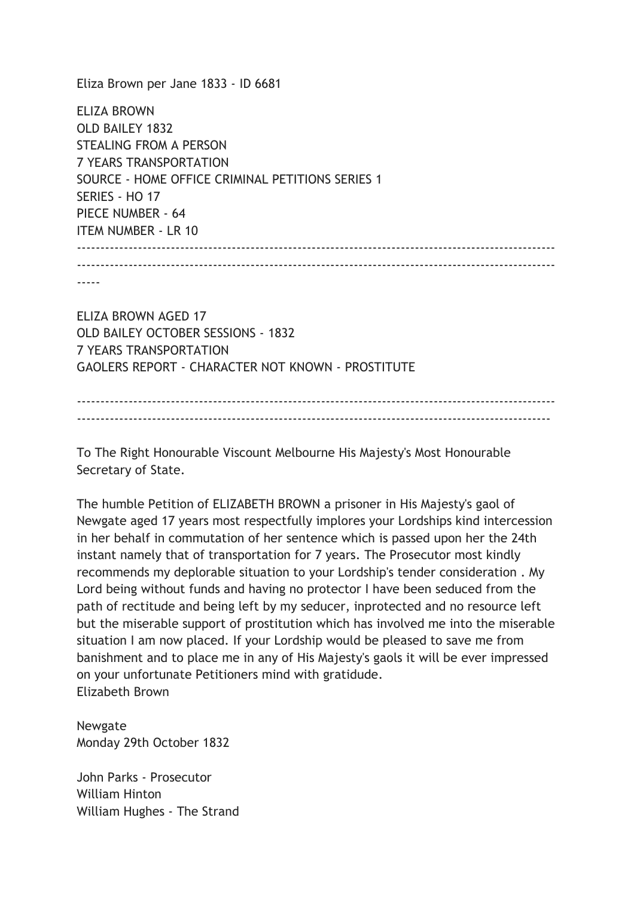Eliza Brown per Jane 1833 - ID 6681

ELIZA BROWN
OLD BAILEY 1832
STEALING FROM A PERSON
7 YEARS TRANSPORTATION
SOURCE - HOME OFFICE CRIMINAL PETITIONS SERIES 1
SERIES - HO 17
PIECE NUMBER - 64
ITEM NUMBER - LR 10

-----------------------------------------------------------------------------------------------------

-----------------------------------------------------------------------------------------------------

-----

ELIZA BROWN AGED 17
OLD BAILEY OCTOBER SESSIONS - 1832
7 YEARS TRANSPORTATION
GAOLERS REPORT - CHARACTER NOT KNOWN - PROSTITUTE

-----------------------------------------------------------------------------------------------------

----------------------------------------------------------------------------------------------------

To The Right Honourable Viscount Melbourne His Majesty's Most Honourable Secretary of State.

The humble Petition of ELIZABETH BROWN a prisoner in His Majesty's gaol of Newgate aged 17 years most respectfully implores your Lordships kind intercession in her behalf in commutation of her sentence which is passed upon her the 24th instant namely that of transportation for 7 years. The Prosecutor most kindly recommends my deplorable situation to your Lordship's tender consideration . My Lord being without funds and having no protector I have been seduced from the path of rectitude and being left by my seducer, inprotected and no resource left but the miserable support of prostitution which has involved me into the miserable situation I am now placed. If your Lordship would be pleased to save me from banishment and to place me in any of His Majesty's gaols it will be ever impressed on your unfortunate Petitioners mind with gratidude.
Elizabeth Brown

Newgate
Monday 29th October 1832

John Parks - Prosecutor
William Hinton
William Hughes - The Strand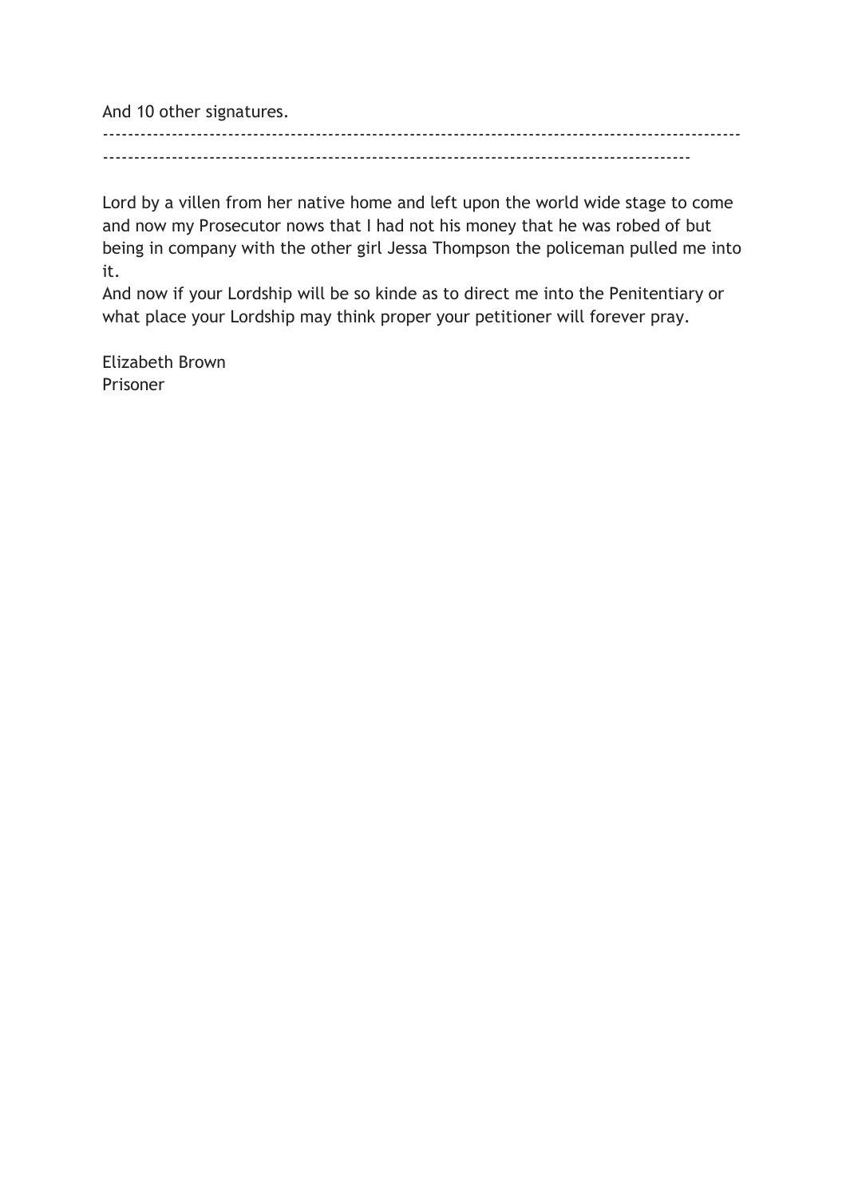And 10 other signatures.

---

Lord by a villen from her native home and left upon the world wide stage to come and now my Prosecutor nows that I had not his money that he was robed of but being in company with the other girl Jessa Thompson the policeman pulled me into it.
And now if your Lordship will be so kinde as to direct me into the Penitentiary or what place your Lordship may think proper your petitioner will forever pray.

Elizabeth Brown
Prisoner